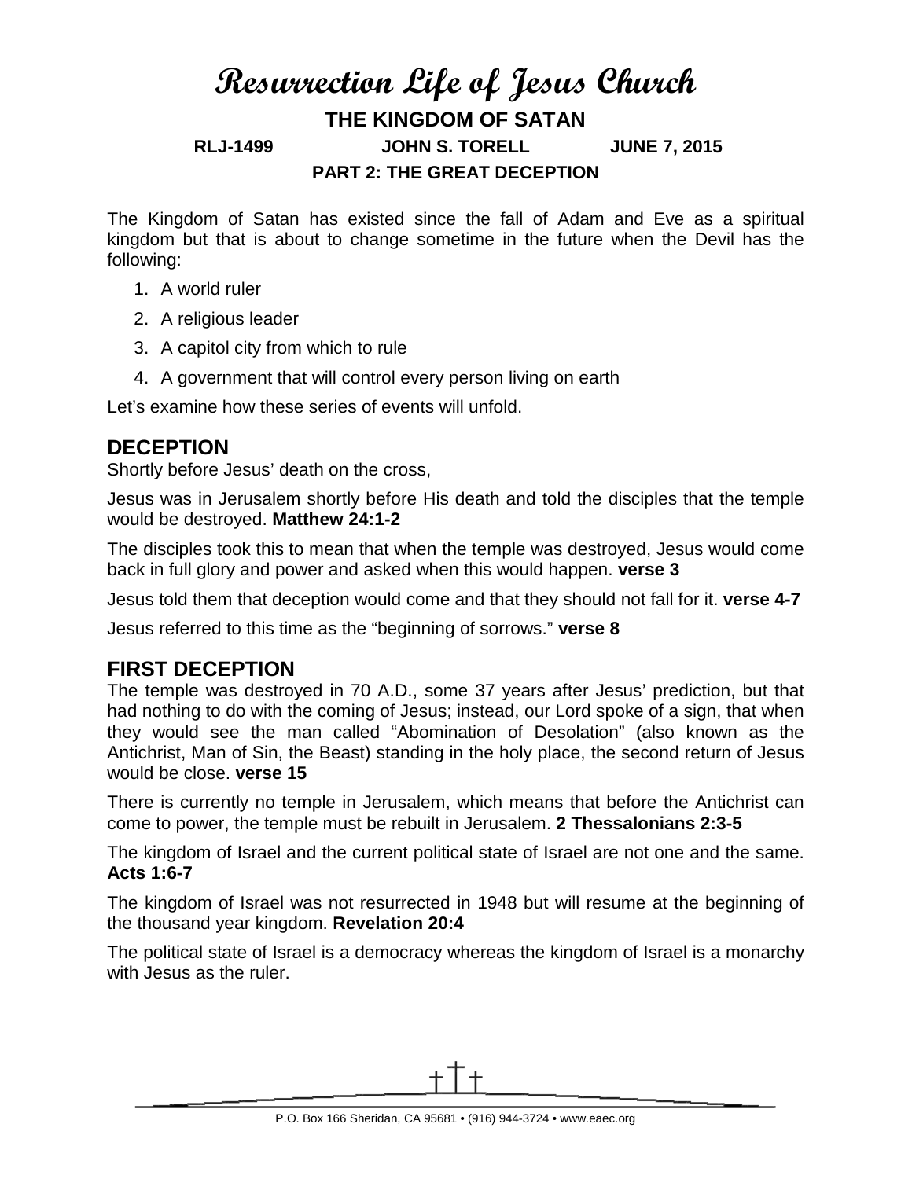# Resurrection Life of Jesus Church

## THE KINGDOM OF SATAN

**RLJ-1499 JOHN S. TORELL JUNE 7, 2015**

**PART 2: THE GREAT DECEPTION**

The Kingdom of Satan has existed since the fall of Adam and Eve as a spiritual kingdom but that is about to change sometime in the future when the Devil has the following:

1. A world ruler
2. A religious leader
3. A capitol city from which to rule
4. A government that will control every person living on earth

Let's examine how these series of events will unfold.

## DECEPTION

Shortly before Jesus' death on the cross,

Jesus was in Jerusalem shortly before His death and told the disciples that the temple would be destroyed. **Matthew 24:1-2**

The disciples took this to mean that when the temple was destroyed, Jesus would come back in full glory and power and asked when this would happen. **verse 3**

Jesus told them that deception would come and that they should not fall for it. **verse 4-7**

Jesus referred to this time as the "beginning of sorrows." **verse 8**

## FIRST DECEPTION

The temple was destroyed in 70 A.D., some 37 years after Jesus' prediction, but that had nothing to do with the coming of Jesus; instead, our Lord spoke of a sign, that when they would see the man called "Abomination of Desolation" (also known as the Antichrist, Man of Sin, the Beast) standing in the holy place, the second return of Jesus would be close. **verse 15**

There is currently no temple in Jerusalem, which means that before the Antichrist can come to power, the temple must be rebuilt in Jerusalem. **2 Thessalonians 2:3-5**

The kingdom of Israel and the current political state of Israel are not one and the same. **Acts 1:6-7**

The kingdom of Israel was not resurrected in 1948 but will resume at the beginning of the thousand year kingdom. **Revelation 20:4**

The political state of Israel is a democracy whereas the kingdom of Israel is a monarchy with Jesus as the ruler.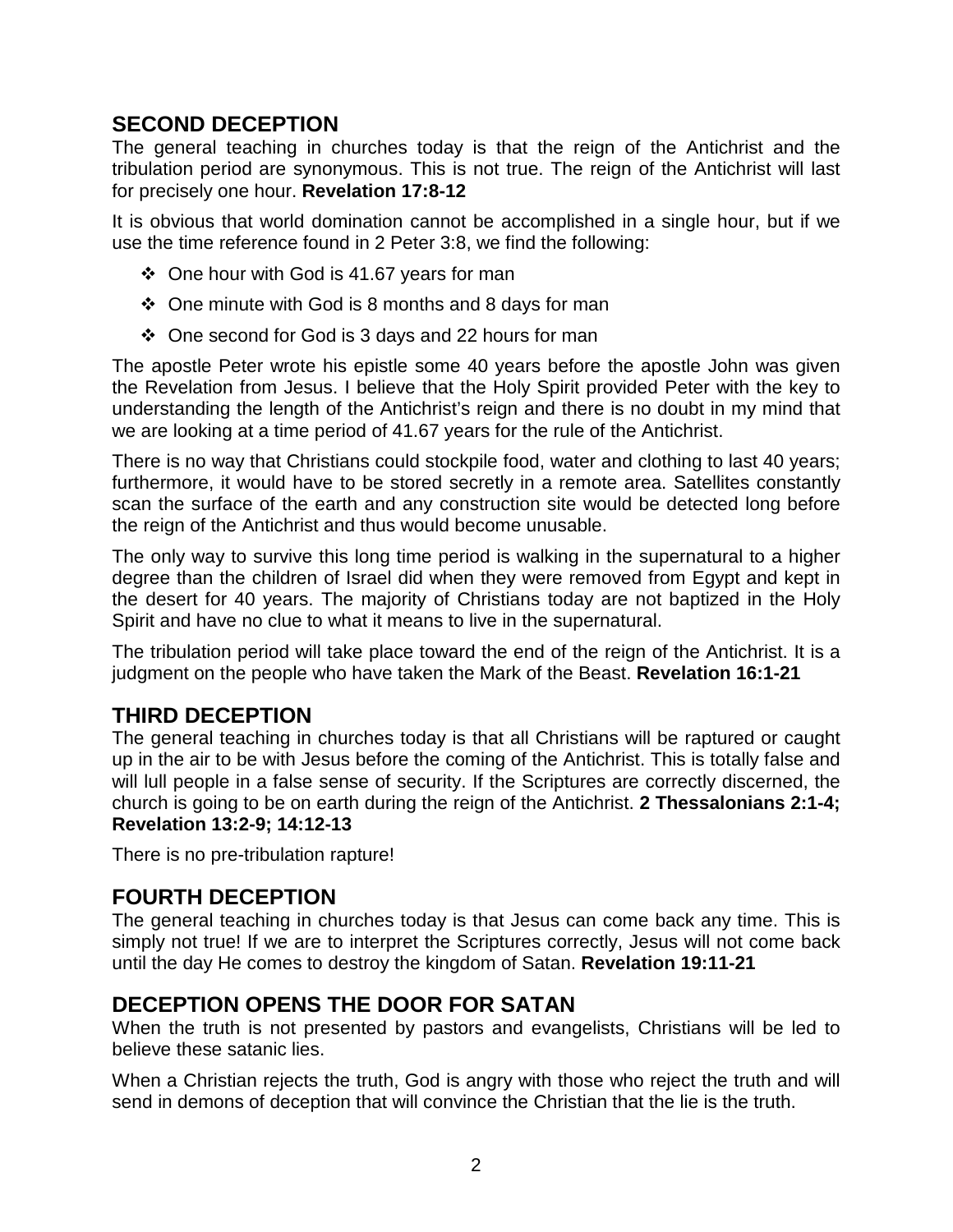## SECOND DECEPTION

The general teaching in churches today is that the reign of the Antichrist and the tribulation period are synonymous. This is not true. The reign of the Antichrist will last for precisely one hour. **Revelation 17:8-12**

It is obvious that world domination cannot be accomplished in a single hour, but if we use the time reference found in 2 Peter 3:8, we find the following:

- One hour with God is 41.67 years for man
- One minute with God is 8 months and 8 days for man
- One second for God is 3 days and 22 hours for man

The apostle Peter wrote his epistle some 40 years before the apostle John was given the Revelation from Jesus. I believe that the Holy Spirit provided Peter with the key to understanding the length of the Antichrist's reign and there is no doubt in my mind that we are looking at a time period of 41.67 years for the rule of the Antichrist.

There is no way that Christians could stockpile food, water and clothing to last 40 years; furthermore, it would have to be stored secretly in a remote area. Satellites constantly scan the surface of the earth and any construction site would be detected long before the reign of the Antichrist and thus would become unusable.

The only way to survive this long time period is walking in the supernatural to a higher degree than the children of Israel did when they were removed from Egypt and kept in the desert for 40 years. The majority of Christians today are not baptized in the Holy Spirit and have no clue to what it means to live in the supernatural.

The tribulation period will take place toward the end of the reign of the Antichrist. It is a judgment on the people who have taken the Mark of the Beast. **Revelation 16:1-21**

## THIRD DECEPTION

The general teaching in churches today is that all Christians will be raptured or caught up in the air to be with Jesus before the coming of the Antichrist. This is totally false and will lull people in a false sense of security. If the Scriptures are correctly discerned, the church is going to be on earth during the reign of the Antichrist. **2 Thessalonians 2:1-4; Revelation 13:2-9; 14:12-13**

There is no pre-tribulation rapture!

## FOURTH DECEPTION

The general teaching in churches today is that Jesus can come back any time. This is simply not true! If we are to interpret the Scriptures correctly, Jesus will not come back until the day He comes to destroy the kingdom of Satan. **Revelation 19:11-21**

## DECEPTION OPENS THE DOOR FOR SATAN

When the truth is not presented by pastors and evangelists, Christians will be led to believe these satanic lies.

When a Christian rejects the truth, God is angry with those who reject the truth and will send in demons of deception that will convince the Christian that the lie is the truth.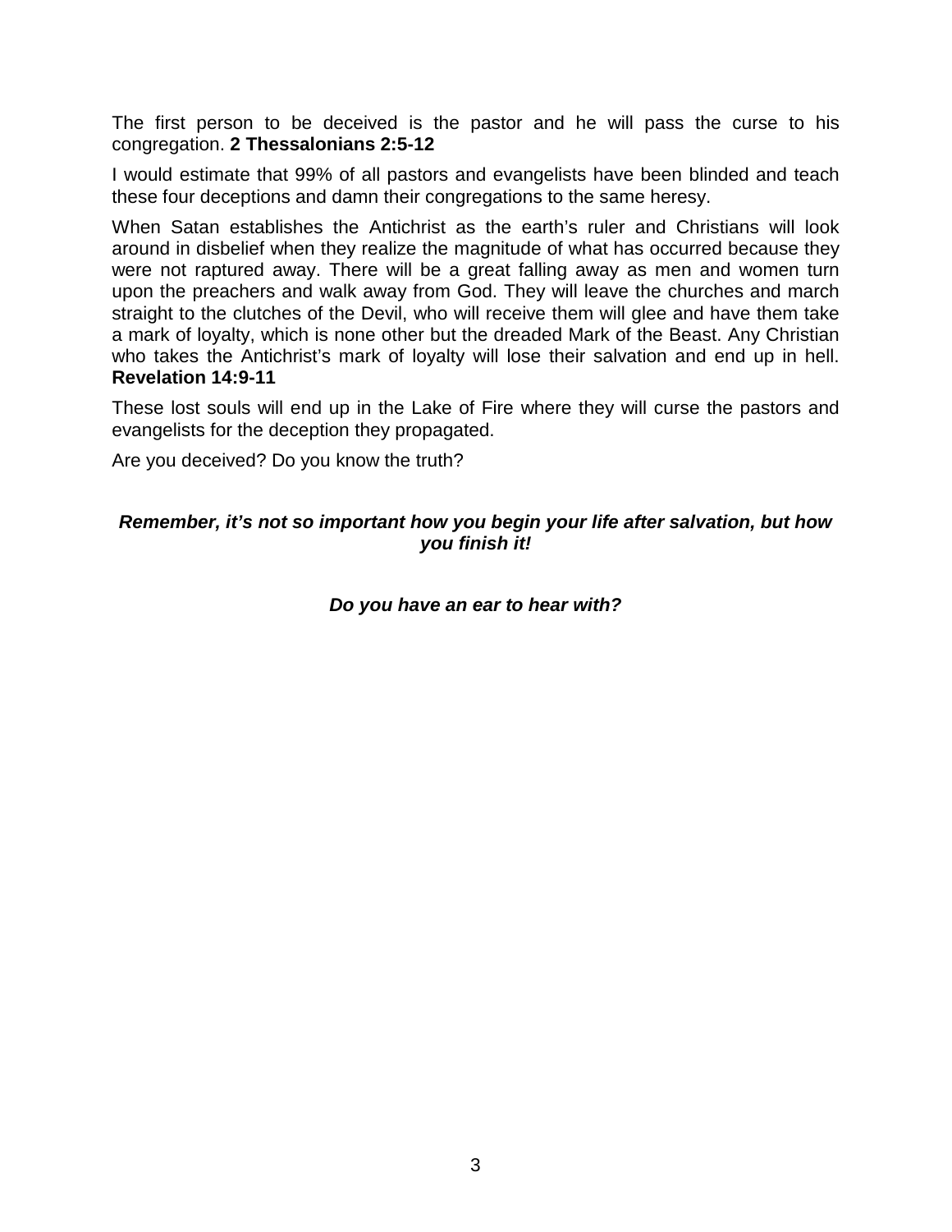The first person to be deceived is the pastor and he will pass the curse to his congregation. **2 Thessalonians 2:5-12**

I would estimate that 99% of all pastors and evangelists have been blinded and teach these four deceptions and damn their congregations to the same heresy.

When Satan establishes the Antichrist as the earth's ruler and Christians will look around in disbelief when they realize the magnitude of what has occurred because they were not raptured away. There will be a great falling away as men and women turn upon the preachers and walk away from God. They will leave the churches and march straight to the clutches of the Devil, who will receive them will glee and have them take a mark of loyalty, which is none other but the dreaded Mark of the Beast. Any Christian who takes the Antichrist's mark of loyalty will lose their salvation and end up in hell. **Revelation 14:9-11**

These lost souls will end up in the Lake of Fire where they will curse the pastors and evangelists for the deception they propagated.

Are you deceived? Do you know the truth?

***Remember, it's not so important how you begin your life after salvation, but how you finish it!***

***Do you have an ear to hear with?***